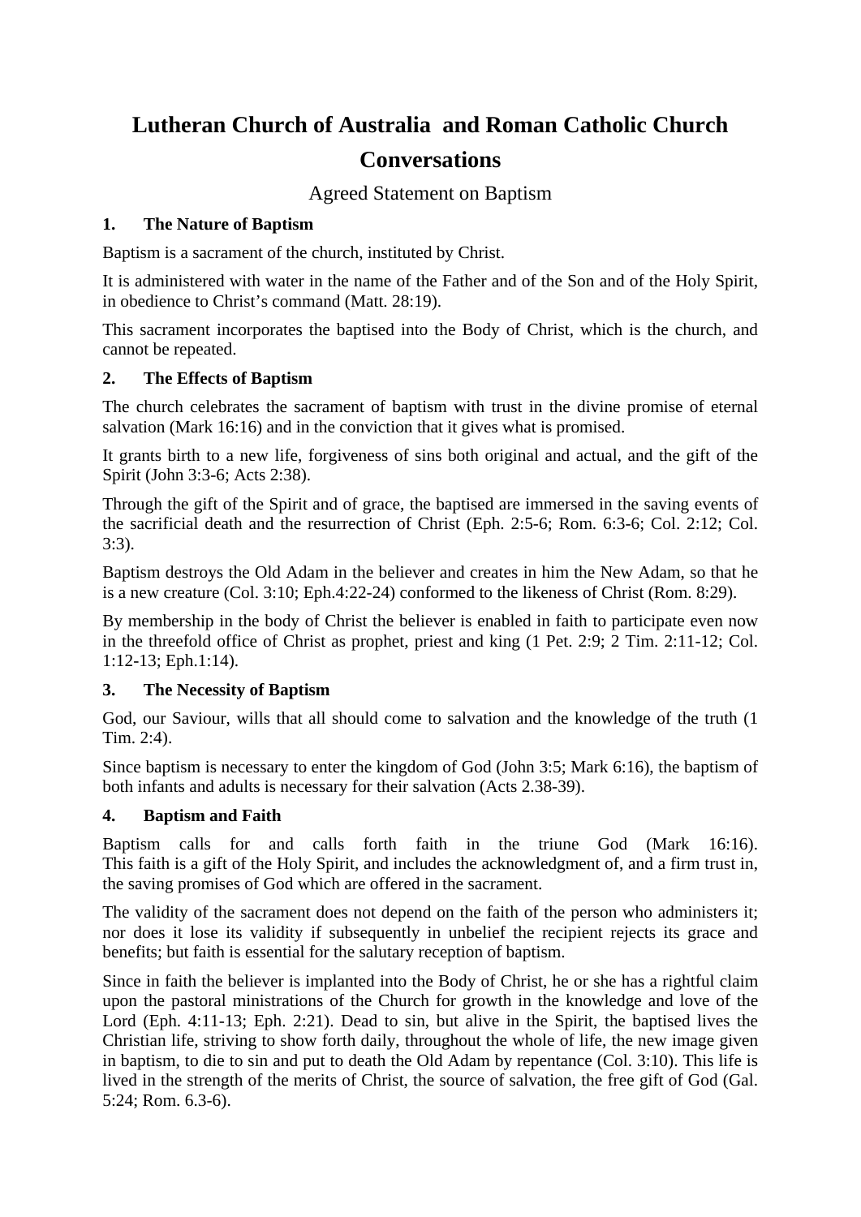# Lutheran Church of Australia and Roman Catholic Church Conversations

## Agreed Statement on Baptism

### 1. The Nature of Baptism

Baptism is a sacrament of the church, instituted by Christ.

It is administered with water in the name of the Father and of the Son and of the Holy Spirit, in obedience to Christ's command (Matt. 28:19).

This sacrament incorporates the baptised into the Body of Christ, which is the church, and cannot be repeated.

### 2. The Effects of Baptism

The church celebrates the sacrament of baptism with trust in the divine promise of eternal salvation (Mark 16:16) and in the conviction that it gives what is promised.

It grants birth to a new life, forgiveness of sins both original and actual, and the gift of the Spirit (John 3:3-6; Acts 2:38).

Through the gift of the Spirit and of grace, the baptised are immersed in the saving events of the sacrificial death and the resurrection of Christ (Eph. 2:5-6; Rom. 6:3-6; Col. 2:12; Col. 3:3).

Baptism destroys the Old Adam in the believer and creates in him the New Adam, so that he is a new creature (Col. 3:10; Eph.4:22-24) conformed to the likeness of Christ (Rom. 8:29).

By membership in the body of Christ the believer is enabled in faith to participate even now in the threefold office of Christ as prophet, priest and king (1 Pet. 2:9; 2 Tim. 2:11-12; Col. 1:12-13; Eph.1:14).

### 3. The Necessity of Baptism

God, our Saviour, wills that all should come to salvation and the knowledge of the truth (1 Tim. 2:4).

Since baptism is necessary to enter the kingdom of God (John 3:5; Mark 6:16), the baptism of both infants and adults is necessary for their salvation (Acts 2.38-39).

### 4. Baptism and Faith

Baptism calls for and calls forth faith in the triune God (Mark 16:16). This faith is a gift of the Holy Spirit, and includes the acknowledgment of, and a firm trust in, the saving promises of God which are offered in the sacrament.

The validity of the sacrament does not depend on the faith of the person who administers it; nor does it lose its validity if subsequently in unbelief the recipient rejects its grace and benefits; but faith is essential for the salutary reception of baptism.

Since in faith the believer is implanted into the Body of Christ, he or she has a rightful claim upon the pastoral ministrations of the Church for growth in the knowledge and love of the Lord (Eph. 4:11-13; Eph. 2:21). Dead to sin, but alive in the Spirit, the baptised lives the Christian life, striving to show forth daily, throughout the whole of life, the new image given in baptism, to die to sin and put to death the Old Adam by repentance (Col. 3:10). This life is lived in the strength of the merits of Christ, the source of salvation, the free gift of God (Gal. 5:24; Rom. 6.3-6).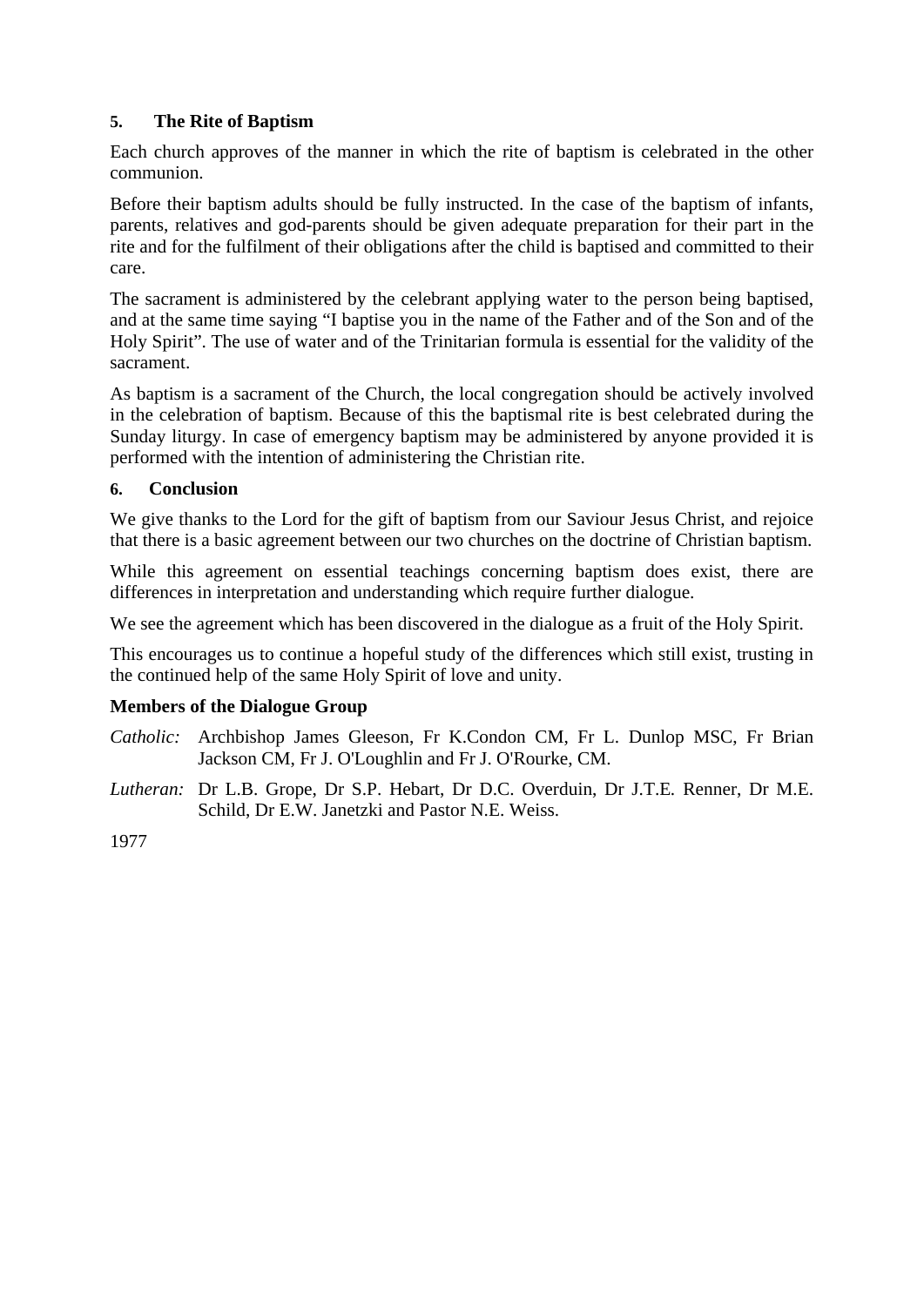## 5. The Rite of Baptism

Each church approves of the manner in which the rite of baptism is celebrated in the other communion.

Before their baptism adults should be fully instructed. In the case of the baptism of infants, parents, relatives and god-parents should be given adequate preparation for their part in the rite and for the fulfilment of their obligations after the child is baptised and committed to their care.

The sacrament is administered by the celebrant applying water to the person being baptised, and at the same time saying "I baptise you in the name of the Father and of the Son and of the Holy Spirit". The use of water and of the Trinitarian formula is essential for the validity of the sacrament.

As baptism is a sacrament of the Church, the local congregation should be actively involved in the celebration of baptism. Because of this the baptismal rite is best celebrated during the Sunday liturgy. In case of emergency baptism may be administered by anyone provided it is performed with the intention of administering the Christian rite.

## 6. Conclusion

We give thanks to the Lord for the gift of baptism from our Saviour Jesus Christ, and rejoice that there is a basic agreement between our two churches on the doctrine of Christian baptism.

While this agreement on essential teachings concerning baptism does exist, there are differences in interpretation and understanding which require further dialogue.

We see the agreement which has been discovered in the dialogue as a fruit of the Holy Spirit.

This encourages us to continue a hopeful study of the differences which still exist, trusting in the continued help of the same Holy Spirit of love and unity.

**Members of the Dialogue Group**

*Catholic:* Archbishop James Gleeson, Fr K.Condon CM, Fr L. Dunlop MSC, Fr Brian Jackson CM, Fr J. O'Loughlin and Fr J. O'Rourke, CM.

*Lutheran:* Dr L.B. Grope, Dr S.P. Hebart, Dr D.C. Overduin, Dr J.T.E. Renner, Dr M.E. Schild, Dr E.W. Janetzki and Pastor N.E. Weiss.

1977